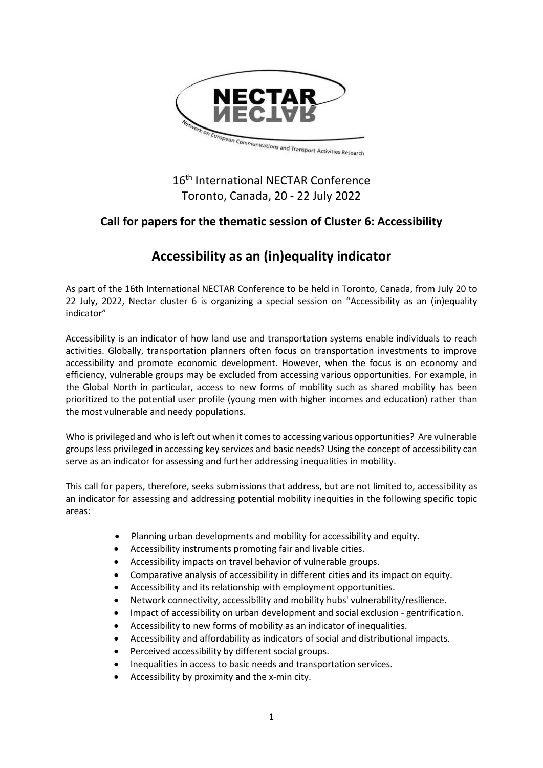16th International NECTAR Conference
Toronto, Canada, 20 - 22 July 2022

## Call for papers for the thematic session of Cluster 6: Accessibility

# Accessibility as an (in)equality indicator

As part of the 16th International NECTAR Conference to be held in Toronto, Canada, from July 20 to 22 July, 2022, Nectar cluster 6 is organizing a special session on "Accessibility as an (in)equality indicator"

Accessibility is an indicator of how land use and transportation systems enable individuals to reach activities. Globally, transportation planners often focus on transportation investments to improve accessibility and promote economic development. However, when the focus is on economy and efficiency, vulnerable groups may be excluded from accessing various opportunities. For example, in the Global North in particular, access to new forms of mobility such as shared mobility has been prioritized to the potential user profile (young men with higher incomes and education) rather than the most vulnerable and needy populations.

Who is privileged and who is left out when it comes to accessing various opportunities? Are vulnerable groups less privileged in accessing key services and basic needs? Using the concept of accessibility can serve as an indicator for assessing and further addressing inequalities in mobility.

This call for papers, therefore, seeks submissions that address, but are not limited to, accessibility as an indicator for assessing and addressing potential mobility inequities in the following specific topic areas:

- Planning urban developments and mobility for accessibility and equity.
- Accessibility instruments promoting fair and livable cities.
- Accessibility impacts on travel behavior of vulnerable groups.
- Comparative analysis of accessibility in different cities and its impact on equity.
- Accessibility and its relationship with employment opportunities.
- Network connectivity, accessibility and mobility hubs' vulnerability/resilience.
- Impact of accessibility on urban development and social exclusion - gentrification.
- Accessibility to new forms of mobility as an indicator of inequalities.
- Accessibility and affordability as indicators of social and distributional impacts.
- Perceived accessibility by different social groups.
- Inequalities in access to basic needs and transportation services.
- Accessibility by proximity and the x-min city.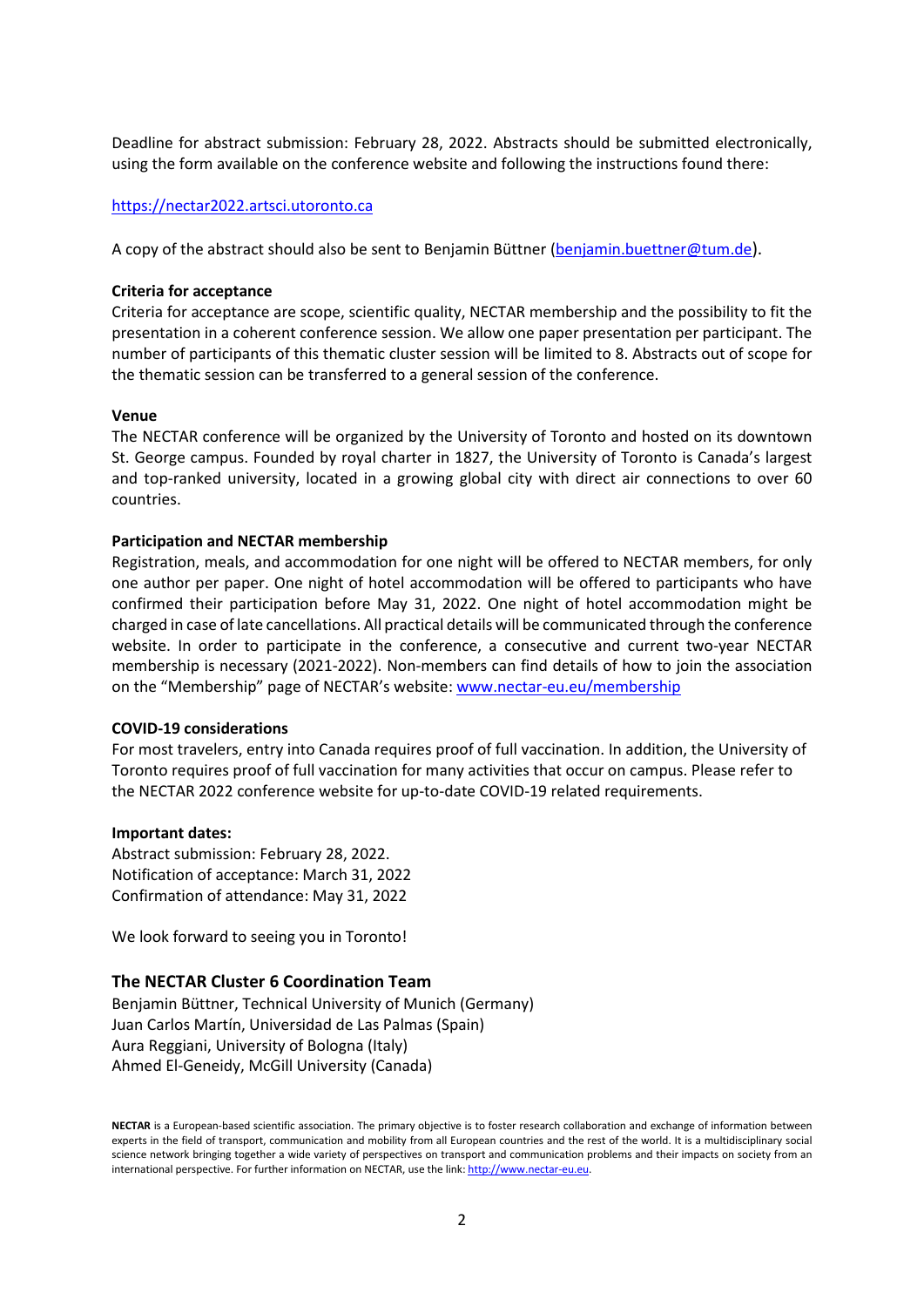Deadline for abstract submission: February 28, 2022. Abstracts should be submitted electronically, using the form available on the conference website and following the instructions found there:

https://nectar2022.artsci.utoronto.ca

A copy of the abstract should also be sent to Benjamin Büttner (benjamin.buettner@tum.de).

**Criteria for acceptance**

Criteria for acceptance are scope, scientific quality, NECTAR membership and the possibility to fit the presentation in a coherent conference session. We allow one paper presentation per participant. The number of participants of this thematic cluster session will be limited to 8. Abstracts out of scope for the thematic session can be transferred to a general session of the conference.

**Venue**

The NECTAR conference will be organized by the University of Toronto and hosted on its downtown St. George campus. Founded by royal charter in 1827, the University of Toronto is Canada's largest and top-ranked university, located in a growing global city with direct air connections to over 60 countries.

**Participation and NECTAR membership**

Registration, meals, and accommodation for one night will be offered to NECTAR members, for only one author per paper. One night of hotel accommodation will be offered to participants who have confirmed their participation before May 31, 2022. One night of hotel accommodation might be charged in case of late cancellations. All practical details will be communicated through the conference website. In order to participate in the conference, a consecutive and current two-year NECTAR membership is necessary (2021-2022). Non-members can find details of how to join the association on the "Membership" page of NECTAR's website: www.nectar-eu.eu/membership

**COVID-19 considerations**

For most travelers, entry into Canada requires proof of full vaccination. In addition, the University of Toronto requires proof of full vaccination for many activities that occur on campus. Please refer to the NECTAR 2022 conference website for up-to-date COVID-19 related requirements.

**Important dates:**

Abstract submission: February 28, 2022.
Notification of acceptance: March 31, 2022
Confirmation of attendance: May 31, 2022

We look forward to seeing you in Toronto!

### The NECTAR Cluster 6 Coordination Team

Benjamin Büttner, Technical University of Munich (Germany)
Juan Carlos Martín, Universidad de Las Palmas (Spain)
Aura Reggiani, University of Bologna (Italy)
Ahmed El-Geneidy, McGill University (Canada)

**NECTAR** is a European-based scientific association. The primary objective is to foster research collaboration and exchange of information between experts in the field of transport, communication and mobility from all European countries and the rest of the world. It is a multidisciplinary social science network bringing together a wide variety of perspectives on transport and communication problems and their impacts on society from an international perspective. For further information on NECTAR, use the link: http://www.nectar-eu.eu.